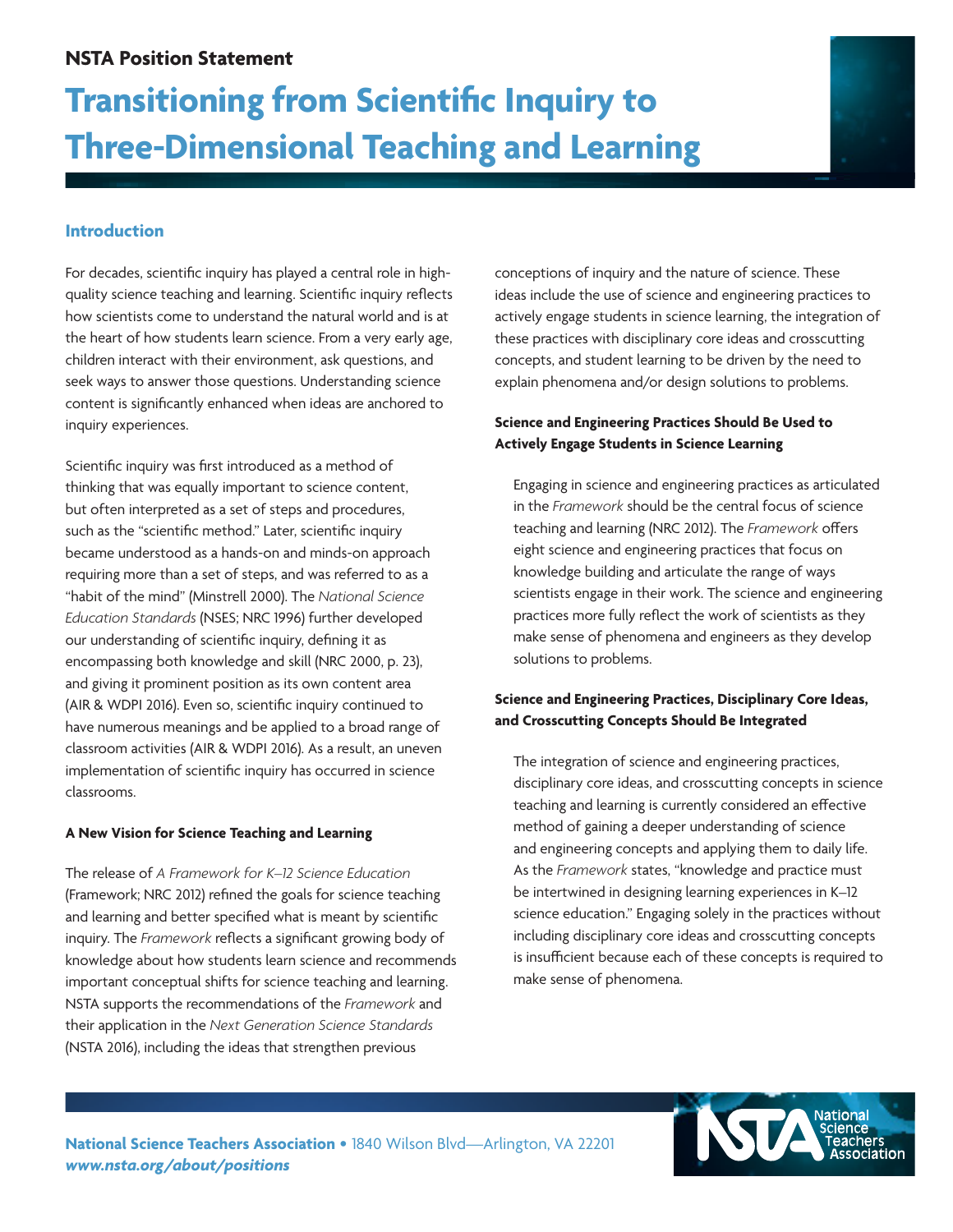NSTA Position Statement

# Transitioning from Scientific Inquiry to Three-Dimensional Teaching and Learning

## Introduction

For decades, scientific inquiry has played a central role in high-quality science teaching and learning. Scientific inquiry reflects how scientists come to understand the natural world and is at the heart of how students learn science. From a very early age, children interact with their environment, ask questions, and seek ways to answer those questions. Understanding science content is significantly enhanced when ideas are anchored to inquiry experiences.

Scientific inquiry was first introduced as a method of thinking that was equally important to science content, but often interpreted as a set of steps and procedures, such as the "scientific method." Later, scientific inquiry became understood as a hands-on and minds-on approach requiring more than a set of steps, and was referred to as a "habit of the mind" (Minstrell 2000). The *National Science Education Standards* (NSES; NRC 1996) further developed our understanding of scientific inquiry, defining it as encompassing both knowledge and skill (NRC 2000, p. 23), and giving it prominent position as its own content area (AIR & WDPI 2016). Even so, scientific inquiry continued to have numerous meanings and be applied to a broad range of classroom activities (AIR & WDPI 2016). As a result, an uneven implementation of scientific inquiry has occurred in science classrooms.

### A New Vision for Science Teaching and Learning

The release of *A Framework for K–12 Science Education* (Framework; NRC 2012) refined the goals for science teaching and learning and better specified what is meant by scientific inquiry. The *Framework* reflects a significant growing body of knowledge about how students learn science and recommends important conceptual shifts for science teaching and learning. NSTA supports the recommendations of the *Framework* and their application in the *Next Generation Science Standards* (NSTA 2016), including the ideas that strengthen previous conceptions of inquiry and the nature of science. These ideas include the use of science and engineering practices to actively engage students in science learning, the integration of these practices with disciplinary core ideas and crosscutting concepts, and student learning to be driven by the need to explain phenomena and/or design solutions to problems.

### Science and Engineering Practices Should Be Used to Actively Engage Students in Science Learning

Engaging in science and engineering practices as articulated in the *Framework* should be the central focus of science teaching and learning (NRC 2012). The *Framework* offers eight science and engineering practices that focus on knowledge building and articulate the range of ways scientists engage in their work. The science and engineering practices more fully reflect the work of scientists as they make sense of phenomena and engineers as they develop solutions to problems.

### Science and Engineering Practices, Disciplinary Core Ideas, and Crosscutting Concepts Should Be Integrated

The integration of science and engineering practices, disciplinary core ideas, and crosscutting concepts in science teaching and learning is currently considered an effective method of gaining a deeper understanding of science and engineering concepts and applying them to daily life. As the *Framework* states, "knowledge and practice must be intertwined in designing learning experiences in K–12 science education." Engaging solely in the practices without including disciplinary core ideas and crosscutting concepts is insufficient because each of these concepts is required to make sense of phenomena.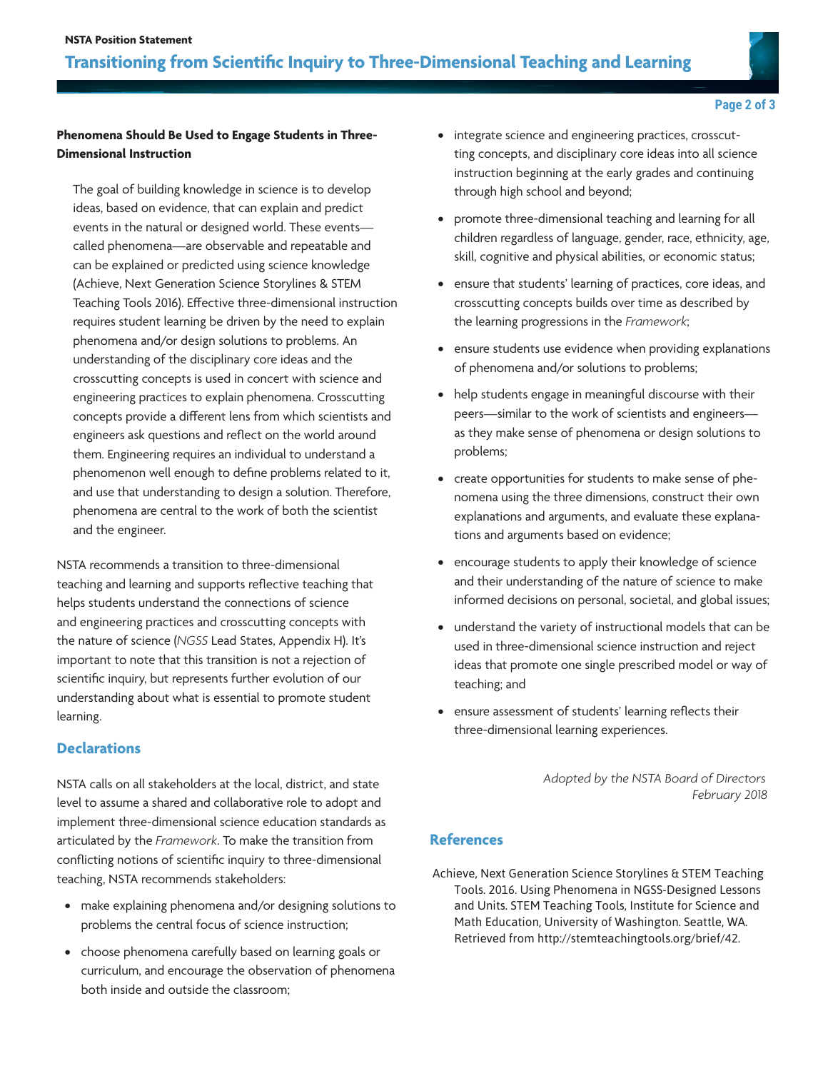**Phenomena Should Be Used to Engage Students in Three-Dimensional Instruction**

The goal of building knowledge in science is to develop ideas, based on evidence, that can explain and predict events in the natural or designed world. These events—called phenomena—are observable and repeatable and can be explained or predicted using science knowledge (Achieve, Next Generation Science Storylines & STEM Teaching Tools 2016). Effective three-dimensional instruction requires student learning be driven by the need to explain phenomena and/or design solutions to problems. An understanding of the disciplinary core ideas and the crosscutting concepts is used in concert with science and engineering practices to explain phenomena. Crosscutting concepts provide a different lens from which scientists and engineers ask questions and reflect on the world around them. Engineering requires an individual to understand a phenomenon well enough to define problems related to it, and use that understanding to design a solution. Therefore, phenomena are central to the work of both the scientist and the engineer.

NSTA recommends a transition to three-dimensional teaching and learning and supports reflective teaching that helps students understand the connections of science and engineering practices and crosscutting concepts with the nature of science (*NGSS* Lead States, Appendix H). It's important to note that this transition is not a rejection of scientific inquiry, but represents further evolution of our understanding about what is essential to promote student learning.

## Declarations

NSTA calls on all stakeholders at the local, district, and state level to assume a shared and collaborative role to adopt and implement three-dimensional science education standards as articulated by the *Framework*. To make the transition from conflicting notions of scientific inquiry to three-dimensional teaching, NSTA recommends stakeholders:

- make explaining phenomena and/or designing solutions to problems the central focus of science instruction;
- choose phenomena carefully based on learning goals or curriculum, and encourage the observation of phenomena both inside and outside the classroom;
- integrate science and engineering practices, crosscutting concepts, and disciplinary core ideas into all science instruction beginning at the early grades and continuing through high school and beyond;
- promote three-dimensional teaching and learning for all children regardless of language, gender, race, ethnicity, age, skill, cognitive and physical abilities, or economic status;
- ensure that students' learning of practices, core ideas, and crosscutting concepts builds over time as described by the learning progressions in the *Framework*;
- ensure students use evidence when providing explanations of phenomena and/or solutions to problems;
- help students engage in meaningful discourse with their peers—similar to the work of scientists and engineers—as they make sense of phenomena or design solutions to problems;
- create opportunities for students to make sense of phenomena using the three dimensions, construct their own explanations and arguments, and evaluate these explanations and arguments based on evidence;
- encourage students to apply their knowledge of science and their understanding of the nature of science to make informed decisions on personal, societal, and global issues;
- understand the variety of instructional models that can be used in three-dimensional science instruction and reject ideas that promote one single prescribed model or way of teaching; and
- ensure assessment of students' learning reflects their three-dimensional learning experiences.

*Adopted by the NSTA Board of Directors*
*February 2018*

## References

Achieve, Next Generation Science Storylines & STEM Teaching Tools. 2016. Using Phenomena in NGSS-Designed Lessons and Units. STEM Teaching Tools, Institute for Science and Math Education, University of Washington. Seattle, WA. Retrieved from http://stemteachingtools.org/brief/42.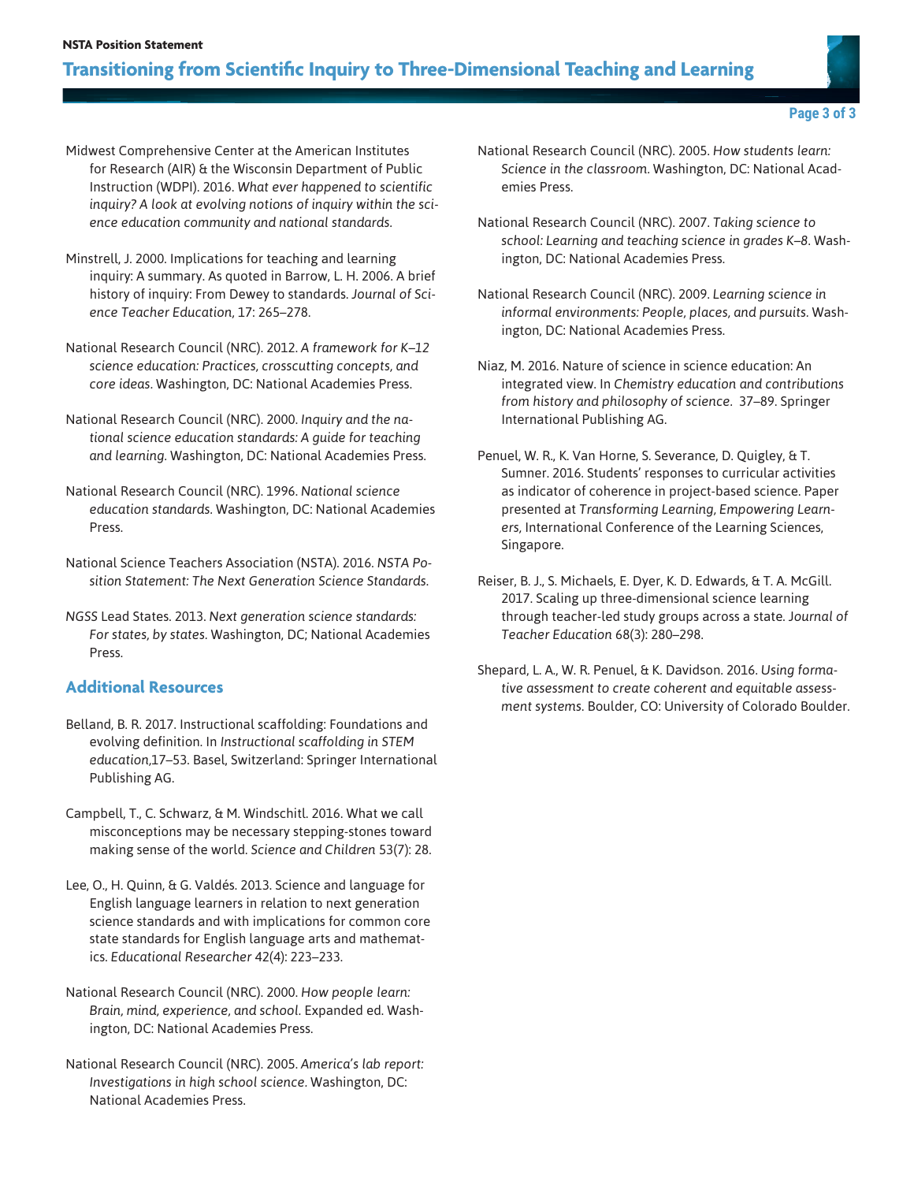Midwest Comprehensive Center at the American Institutes for Research (AIR) & the Wisconsin Department of Public Instruction (WDPI). 2016. *What ever happened to scientific inquiry? A look at evolving notions of inquiry within the science education community and national standards.*

Minstrell, J. 2000. Implications for teaching and learning inquiry: A summary. As quoted in Barrow, L. H. 2006. A brief history of inquiry: From Dewey to standards. *Journal of Science Teacher Education,* 17: 265–278.

National Research Council (NRC). 2012. *A framework for K–12 science education: Practices, crosscutting concepts, and core ideas*. Washington, DC: National Academies Press.

National Research Council (NRC). 2000. *Inquiry and the national science education standards: A guide for teaching and learning.* Washington, DC: National Academies Press.

National Research Council (NRC). 1996. *National science education standards*. Washington, DC: National Academies Press.

National Science Teachers Association (NSTA). 2016. *NSTA Position Statement: The Next Generation Science Standards*.

NGSS Lead States. 2013. *Next generation science standards: For states, by states*. Washington, DC; National Academies Press.

## Additional Resources

Belland, B. R. 2017. Instructional scaffolding: Foundations and evolving definition. In *Instructional scaffolding in STEM education,*17–53. Basel, Switzerland: Springer International Publishing AG.

Campbell, T., C. Schwarz, & M. Windschitl. 2016. What we call misconceptions may be necessary stepping-stones toward making sense of the world. *Science and Children* 53(7): 28.

Lee, O., H. Quinn, & G. Valdés. 2013. Science and language for English language learners in relation to next generation science standards and with implications for common core state standards for English language arts and mathematics. *Educational Researcher* 42(4): 223–233.

National Research Council (NRC). 2000. *How people learn: Brain, mind, experience, and school*. Expanded ed. Washington, DC: National Academies Press.

National Research Council (NRC). 2005. *America's lab report: Investigations in high school science*. Washington, DC: National Academies Press.

National Research Council (NRC). 2005. *How students learn: Science in the classroom*. Washington, DC: National Academies Press.

National Research Council (NRC). 2007. *Taking science to school: Learning and teaching science in grades K–8*. Washington, DC: National Academies Press.

National Research Council (NRC). 2009. *Learning science in informal environments: People, places, and pursuits*. Washington, DC: National Academies Press.

Niaz, M. 2016. Nature of science in science education: An integrated view. In *Chemistry education and contributions from history and philosophy of science*. 37–89. Springer International Publishing AG.

Penuel, W. R., K. Van Horne, S. Severance, D. Quigley, & T. Sumner. 2016. Students' responses to curricular activities as indicator of coherence in project-based science. Paper presented at *Transforming Learning, Empowering Learners,* International Conference of the Learning Sciences, Singapore.

Reiser, B. J., S. Michaels, E. Dyer, K. D. Edwards, & T. A. McGill. 2017. Scaling up three-dimensional science learning through teacher-led study groups across a state. *Journal of Teacher Education* 68(3): 280–298.

Shepard, L. A., W. R. Penuel, & K. Davidson. 2016. *Using formative assessment to create coherent and equitable assessment systems*. Boulder, CO: University of Colorado Boulder.